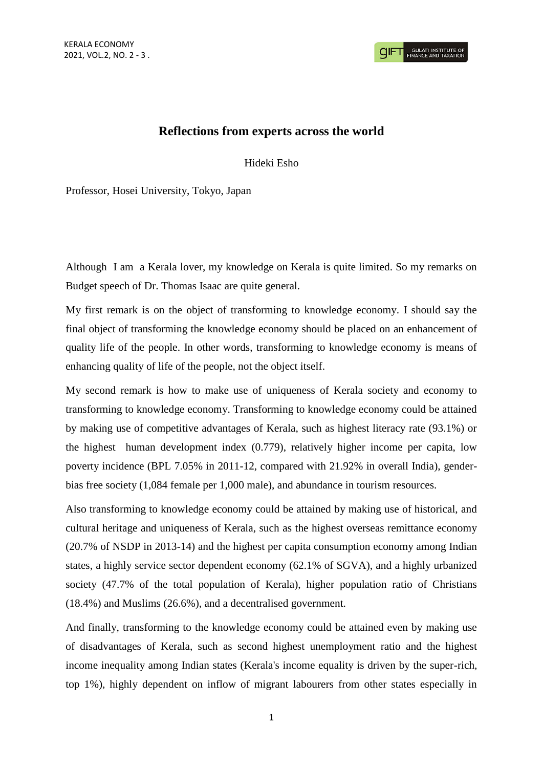# Reflections from experts across the world

Hideki Esho

Professor, Hosei University, Tokyo, Japan

Although I am a Kerala lover, my knowledge on Kerala is quite limited. So my remarks on Budget speech of Dr. Thomas Isaac are quite general.

My first remark is on the object of transforming to knowledge economy. I should say the final object of transforming the knowledge economy should be placed on an enhancement of quality life of the people. In other words, transforming to knowledge economy is means of enhancing quality of life of the people, not the object itself.

My second remark is how to make use of uniqueness of Kerala society and economy to transforming to knowledge economy. Transforming to knowledge economy could be attained by making use of competitive advantages of Kerala, such as highest literacy rate (93.1%) or the highest human development index (0.779), relatively higher income per capita, low poverty incidence (BPL 7.05% in 2011-12, compared with 21.92% in overall India), gender-bias free society (1,084 female per 1,000 male), and abundance in tourism resources.

Also transforming to knowledge economy could be attained by making use of historical, and cultural heritage and uniqueness of Kerala, such as the highest overseas remittance economy (20.7% of NSDP in 2013-14) and the highest per capita consumption economy among Indian states, a highly service sector dependent economy (62.1% of SGVA), and a highly urbanized society (47.7% of the total population of Kerala), higher population ratio of Christians (18.4%) and Muslims (26.6%), and a decentralised government.

And finally, transforming to the knowledge economy could be attained even by making use of disadvantages of Kerala, such as second highest unemployment ratio and the highest income inequality among Indian states (Kerala's income equality is driven by the super-rich, top 1%), highly dependent on inflow of migrant labourers from other states especially in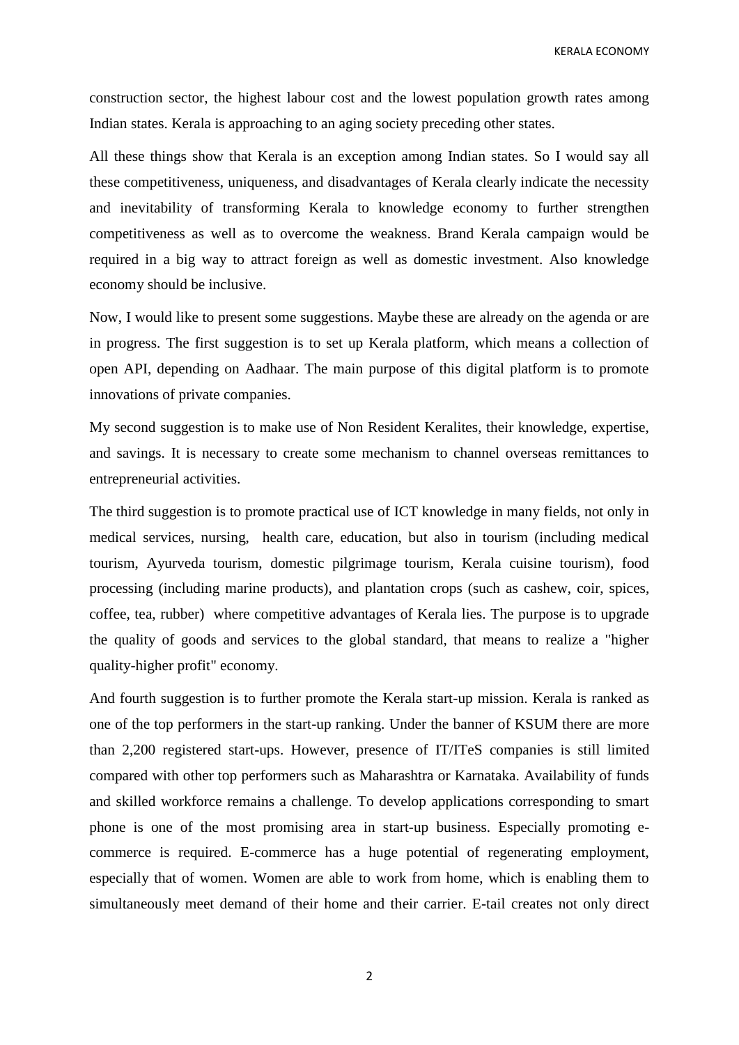construction sector, the highest labour cost and the lowest population growth rates among Indian states. Kerala is approaching to an aging society preceding other states.

All these things show that Kerala is an exception among Indian states. So I would say all these competitiveness, uniqueness, and disadvantages of Kerala clearly indicate the necessity and inevitability of transforming Kerala to knowledge economy to further strengthen competitiveness as well as to overcome the weakness. Brand Kerala campaign would be required in a big way to attract foreign as well as domestic investment. Also knowledge economy should be inclusive.

Now, I would like to present some suggestions. Maybe these are already on the agenda or are in progress. The first suggestion is to set up Kerala platform, which means a collection of open API, depending on Aadhaar. The main purpose of this digital platform is to promote innovations of private companies.

My second suggestion is to make use of Non Resident Keralites, their knowledge, expertise, and savings. It is necessary to create some mechanism to channel overseas remittances to entrepreneurial activities.

The third suggestion is to promote practical use of ICT knowledge in many fields, not only in medical services, nursing, health care, education, but also in tourism (including medical tourism, Ayurveda tourism, domestic pilgrimage tourism, Kerala cuisine tourism), food processing (including marine products), and plantation crops (such as cashew, coir, spices, coffee, tea, rubber) where competitive advantages of Kerala lies. The purpose is to upgrade the quality of goods and services to the global standard, that means to realize a "higher quality-higher profit" economy.

And fourth suggestion is to further promote the Kerala start-up mission. Kerala is ranked as one of the top performers in the start-up ranking. Under the banner of KSUM there are more than 2,200 registered start-ups. However, presence of IT/ITeS companies is still limited compared with other top performers such as Maharashtra or Karnataka. Availability of funds and skilled workforce remains a challenge. To develop applications corresponding to smart phone is one of the most promising area in start-up business. Especially promoting e-commerce is required. E-commerce has a huge potential of regenerating employment, especially that of women. Women are able to work from home, which is enabling them to simultaneously meet demand of their home and their carrier. E-tail creates not only direct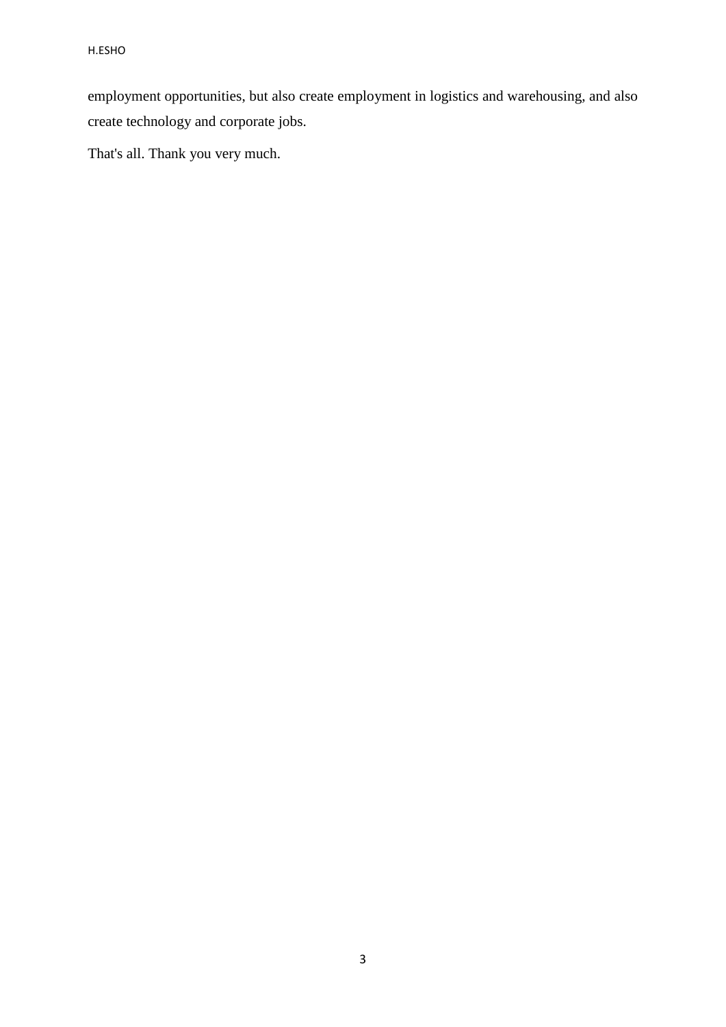employment opportunities, but also create employment in logistics and warehousing, and also create technology and corporate jobs.

That's all. Thank you very much.